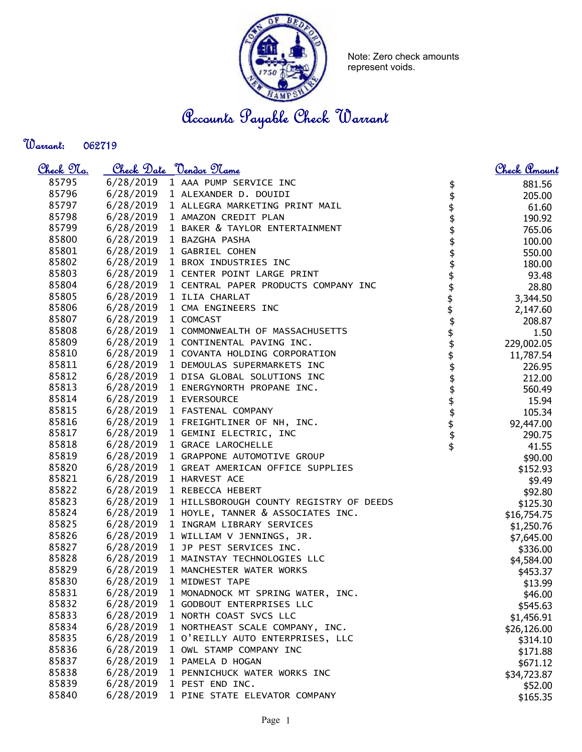Note: Zero check amounts represent voids.

# Accounts Payable Check Warrant

**Warrant:** 062719

| Check No. | Check Date | Vendor Name | Check Amount |
|---|---|---|---|
| 85795 | 6/28/2019 | 1 AAA PUMP SERVICE INC | $ 881.56 |
| 85796 | 6/28/2019 | 1 ALEXANDER D. DOUIDI | $ 205.00 |
| 85797 | 6/28/2019 | 1 ALLEGRA MARKETING PRINT MAIL | $ 61.60 |
| 85798 | 6/28/2019 | 1 AMAZON CREDIT PLAN | $ 190.92 |
| 85799 | 6/28/2019 | 1 BAKER & TAYLOR ENTERTAINMENT | $ 765.06 |
| 85800 | 6/28/2019 | 1 BAZGHA PASHA | $ 100.00 |
| 85801 | 6/28/2019 | 1 GABRIEL COHEN | $ 550.00 |
| 85802 | 6/28/2019 | 1 BROX INDUSTRIES INC | $ 180.00 |
| 85803 | 6/28/2019 | 1 CENTER POINT LARGE PRINT | $ 93.48 |
| 85804 | 6/28/2019 | 1 CENTRAL PAPER PRODUCTS COMPANY INC | $ 28.80 |
| 85805 | 6/28/2019 | 1 ILIA CHARLAT | $ 3,344.50 |
| 85806 | 6/28/2019 | 1 CMA ENGINEERS INC | $ 2,147.60 |
| 85807 | 6/28/2019 | 1 COMCAST | $ 208.87 |
| 85808 | 6/28/2019 | 1 COMMONWEALTH OF MASSACHUSETTS | $ 1.50 |
| 85809 | 6/28/2019 | 1 CONTINENTAL PAVING INC. | $ 229,002.05 |
| 85810 | 6/28/2019 | 1 COVANTA HOLDING CORPORATION | $ 11,787.54 |
| 85811 | 6/28/2019 | 1 DEMOULAS SUPERMARKETS INC | $ 226.95 |
| 85812 | 6/28/2019 | 1 DISA GLOBAL SOLUTIONS INC | $ 212.00 |
| 85813 | 6/28/2019 | 1 ENERGYNORTH PROPANE INC. | $ 560.49 |
| 85814 | 6/28/2019 | 1 EVERSOURCE | $ 15.94 |
| 85815 | 6/28/2019 | 1 FASTENAL COMPANY | $ 105.34 |
| 85816 | 6/28/2019 | 1 FREIGHTLINER OF NH, INC. | $ 92,447.00 |
| 85817 | 6/28/2019 | 1 GEMINI ELECTRIC, INC | $ 290.75 |
| 85818 | 6/28/2019 | 1 GRACE LAROCHELLE | $ 41.55 |
| 85819 | 6/28/2019 | 1 GRAPPONE AUTOMOTIVE GROUP | $90.00 |
| 85820 | 6/28/2019 | 1 GREAT AMERICAN OFFICE SUPPLIES | $152.93 |
| 85821 | 6/28/2019 | 1 HARVEST ACE | $9.49 |
| 85822 | 6/28/2019 | 1 REBECCA HEBERT | $92.80 |
| 85823 | 6/28/2019 | 1 HILLSBOROUGH COUNTY REGISTRY OF DEEDS | $125.30 |
| 85824 | 6/28/2019 | 1 HOYLE, TANNER & ASSOCIATES INC. | $16,754.75 |
| 85825 | 6/28/2019 | 1 INGRAM LIBRARY SERVICES | $1,250.76 |
| 85826 | 6/28/2019 | 1 WILLIAM V JENNINGS, JR. | $7,645.00 |
| 85827 | 6/28/2019 | 1 JP PEST SERVICES INC. | $336.00 |
| 85828 | 6/28/2019 | 1 MAINSTAY TECHNOLOGIES LLC | $4,584.00 |
| 85829 | 6/28/2019 | 1 MANCHESTER WATER WORKS | $453.37 |
| 85830 | 6/28/2019 | 1 MIDWEST TAPE | $13.99 |
| 85831 | 6/28/2019 | 1 MONADNOCK MT SPRING WATER, INC. | $46.00 |
| 85832 | 6/28/2019 | 1 GODBOUT ENTERPRISES LLC | $545.63 |
| 85833 | 6/28/2019 | 1 NORTH COAST SVCS LLC | $1,456.91 |
| 85834 | 6/28/2019 | 1 NORTHEAST SCALE COMPANY, INC. | $26,126.00 |
| 85835 | 6/28/2019 | 1 O'REILLY AUTO ENTERPRISES, LLC | $314.10 |
| 85836 | 6/28/2019 | 1 OWL STAMP COMPANY INC | $171.88 |
| 85837 | 6/28/2019 | 1 PAMELA D HOGAN | $671.12 |
| 85838 | 6/28/2019 | 1 PENNICHUCK WATER WORKS INC | $34,723.87 |
| 85839 | 6/28/2019 | 1 PEST END INC. | $52.00 |
| 85840 | 6/28/2019 | 1 PINE STATE ELEVATOR COMPANY | $165.35 |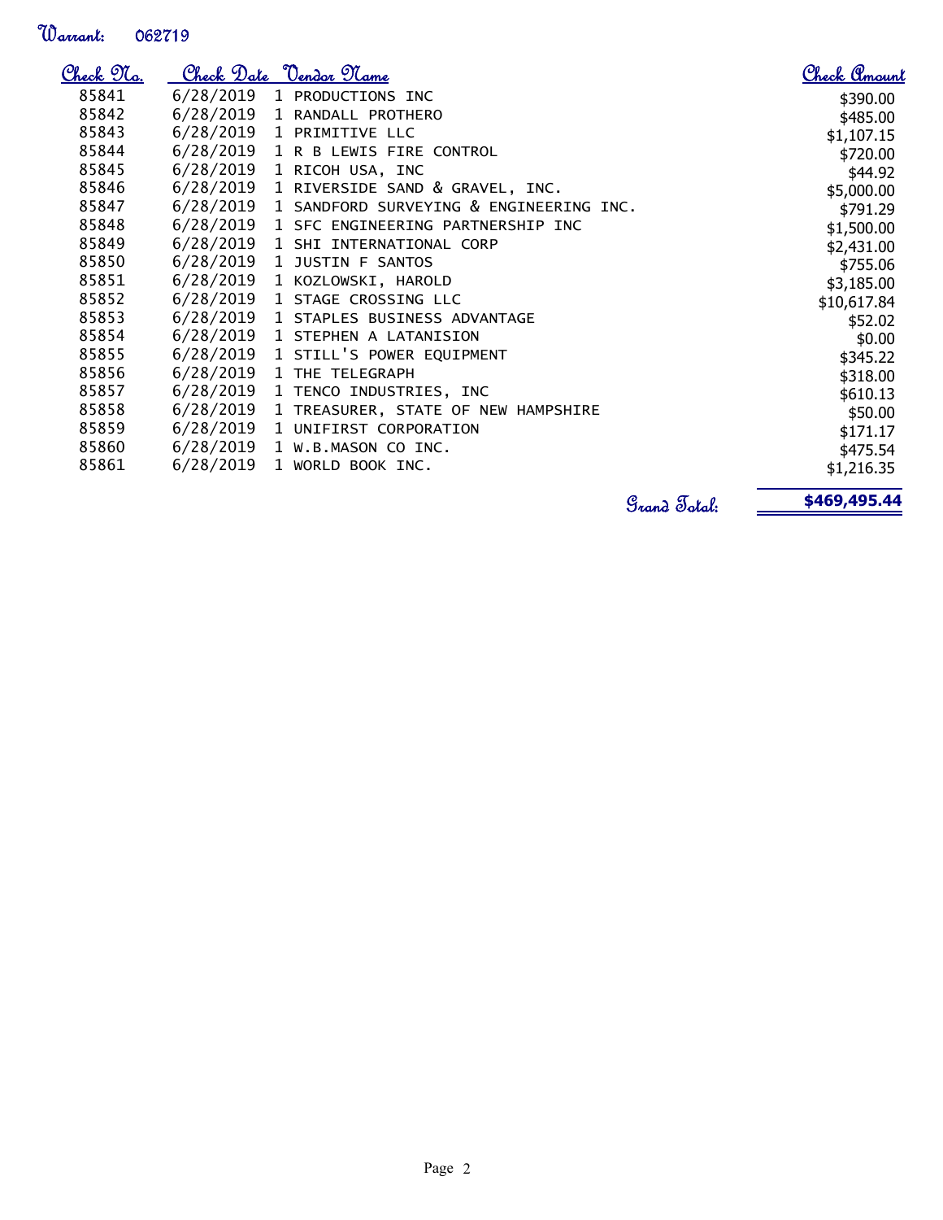**Warrant:** 062719

| Check No. | Check Date | Vendor Name | Check Amount |
|---|---|---|---|
| 85841 | 6/28/2019 | 1 PRODUCTIONS INC | $390.00 |
| 85842 | 6/28/2019 | 1 RANDALL PROTHERO | $485.00 |
| 85843 | 6/28/2019 | 1 PRIMITIVE LLC | $1,107.15 |
| 85844 | 6/28/2019 | 1 R B LEWIS FIRE CONTROL | $720.00 |
| 85845 | 6/28/2019 | 1 RICOH USA, INC | $44.92 |
| 85846 | 6/28/2019 | 1 RIVERSIDE SAND & GRAVEL, INC. | $5,000.00 |
| 85847 | 6/28/2019 | 1 SANDFORD SURVEYING & ENGINEERING INC. | $791.29 |
| 85848 | 6/28/2019 | 1 SFC ENGINEERING PARTNERSHIP INC | $1,500.00 |
| 85849 | 6/28/2019 | 1 SHI INTERNATIONAL CORP | $2,431.00 |
| 85850 | 6/28/2019 | 1 JUSTIN F SANTOS | $755.06 |
| 85851 | 6/28/2019 | 1 KOZLOWSKI, HAROLD | $3,185.00 |
| 85852 | 6/28/2019 | 1 STAGE CROSSING LLC | $10,617.84 |
| 85853 | 6/28/2019 | 1 STAPLES BUSINESS ADVANTAGE | $52.02 |
| 85854 | 6/28/2019 | 1 STEPHEN A LATANISION | $0.00 |
| 85855 | 6/28/2019 | 1 STILL'S POWER EQUIPMENT | $345.22 |
| 85856 | 6/28/2019 | 1 THE TELEGRAPH | $318.00 |
| 85857 | 6/28/2019 | 1 TENCO INDUSTRIES, INC | $610.13 |
| 85858 | 6/28/2019 | 1 TREASURER, STATE OF NEW HAMPSHIRE | $50.00 |
| 85859 | 6/28/2019 | 1 UNIFIRST CORPORATION | $171.17 |
| 85860 | 6/28/2019 | 1 W.B.MASON CO INC. | $475.54 |
| 85861 | 6/28/2019 | 1 WORLD BOOK INC. | $1,216.35 |
| | | **Grand Total:** | **$469,495.44** |